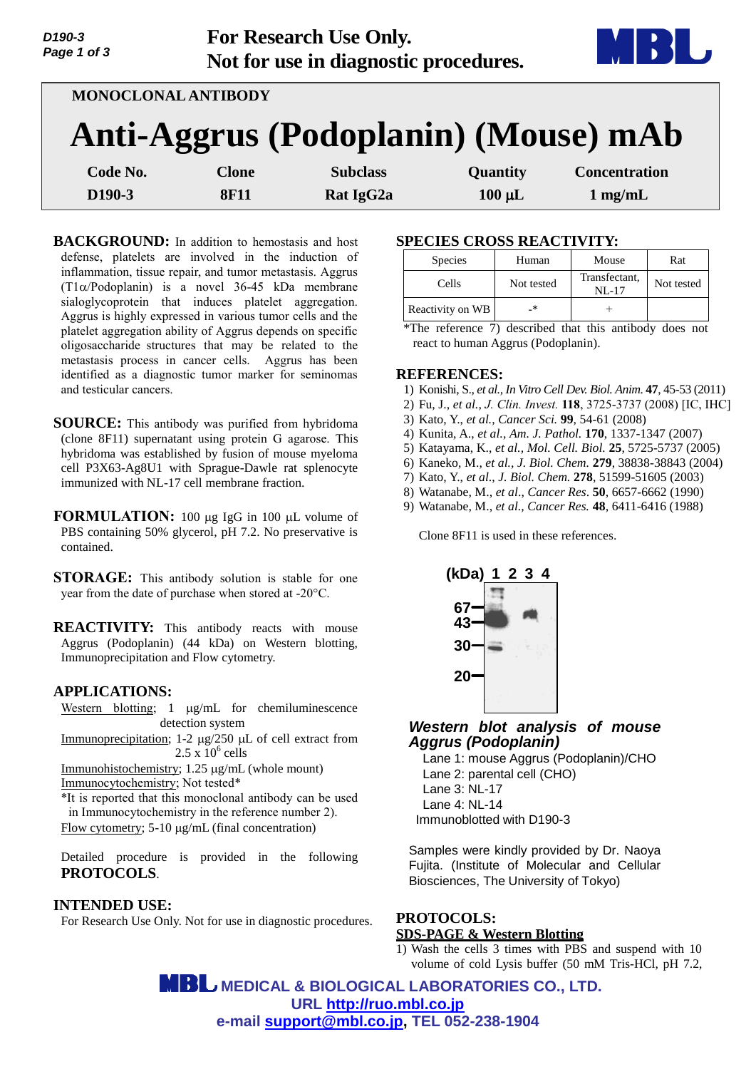**For Research Use Only.**
**Not for use in diagnostic procedures.**

MONOCLONAL ANTIBODY

# Anti-Aggrus (Podoplanin) (Mouse) mAb

| Code No. | Clone | Subclass | Quantity | Concentration |
|---|---|---|---|---|
| D190-3 | 8F11 | Rat IgG2a | 100 μL | 1 mg/mL |

**BACKGROUND:** In addition to hemostasis and host defense, platelets are involved in the induction of inflammation, tissue repair, and tumor metastasis. Aggrus (T1α/Podoplanin) is a novel 36-45 kDa membrane sialoglycoprotein that induces platelet aggregation. Aggrus is highly expressed in various tumor cells and the platelet aggregation ability of Aggrus depends on specific oligosaccharide structures that may be related to the metastasis process in cancer cells. Aggrus has been identified as a diagnostic tumor marker for seminomas and testicular cancers.

**SOURCE:** This antibody was purified from hybridoma (clone 8F11) supernatant using protein G agarose. This hybridoma was established by fusion of mouse myeloma cell P3X63-Ag8U1 with Sprague-Dawle rat splenocyte immunized with NL-17 cell membrane fraction.

**FORMULATION:** 100 μg IgG in 100 μL volume of PBS containing 50% glycerol, pH 7.2. No preservative is contained.

**STORAGE:** This antibody solution is stable for one year from the date of purchase when stored at -20°C.

**REACTIVITY:** This antibody reacts with mouse Aggrus (Podoplanin) (44 kDa) on Western blotting, Immunoprecipitation and Flow cytometry.

**APPLICATIONS:**

Western blotting; 1 μg/mL for chemiluminescence detection system

Immunoprecipitation; 1-2 μg/250 μL of cell extract from $2.5 \times 10^6$ cells

Immunohistochemistry; 1.25 μg/mL (whole mount)

Immunocytochemistry; Not tested*

*It is reported that this monoclonal antibody can be used in Immunocytochemistry in the reference number 2).

Flow cytometry; 5-10 μg/mL (final concentration)

Detailed procedure is provided in the following **PROTOCOLS**.

**INTENDED USE:**

For Research Use Only. Not for use in diagnostic procedures.

**SPECIES CROSS REACTIVITY:**

| Species | Human | Mouse | Rat |
|---|---|---|---|
| Cells | Not tested | Transfectant, NL-17 | Not tested |
| Reactivity on WB | -* | + | |

*The reference 7) described that this antibody does not react to human Aggrus (Podoplanin).

**REFERENCES:**

1) Konishi, S., *et al., In Vitro Cell Dev. Biol. Anim.* **47**, 45-53 (2011)
2) Fu, J., *et al., J. Clin. Invest.* **118**, 3725-3737 (2008) [IC, IHC]
3) Kato, Y., *et al., Cancer Sci.* **99**, 54-61 (2008)
4) Kunita, A., *et al., Am. J. Pathol.* **170**, 1337-1347 (2007)
5) Katayama, K., *et al., Mol. Cell. Biol.* **25**, 5725-5737 (2005)
6) Kaneko, M., *et al., J. Biol. Chem.* **279**, 38838-38843 (2004)
7) Kato, Y., *et al., J. Biol. Chem.* **278**, 51599-51605 (2003)
8) Watanabe, M., *et al., Cancer Res.* **50**, 6657-6662 (1990)
9) Watanabe, M., *et al., Cancer Res.* **48**, 6411-6416 (1988)

Clone 8F11 is used in these references.

***Western blot analysis of mouse Aggrus (Podoplanin)***

Lane 1: mouse Aggrus (Podoplanin)/CHO
Lane 2: parental cell (CHO)
Lane 3: NL-17
Lane 4: NL-14
Immunoblotted with D190-3

Samples were kindly provided by Dr. Naoya Fujita. (Institute of Molecular and Cellular Biosciences, The University of Tokyo)

**PROTOCOLS:**

**SDS-PAGE & Western Blotting**

1) Wash the cells 3 times with PBS and suspend with 10 volume of cold Lysis buffer (50 mM Tris-HCl, pH 7.2,

MEDICAL & BIOLOGICAL LABORATORIES CO., LTD.
URL http://ruo.mbl.co.jp
e-mail support@mbl.co.jp, TEL 052-238-1904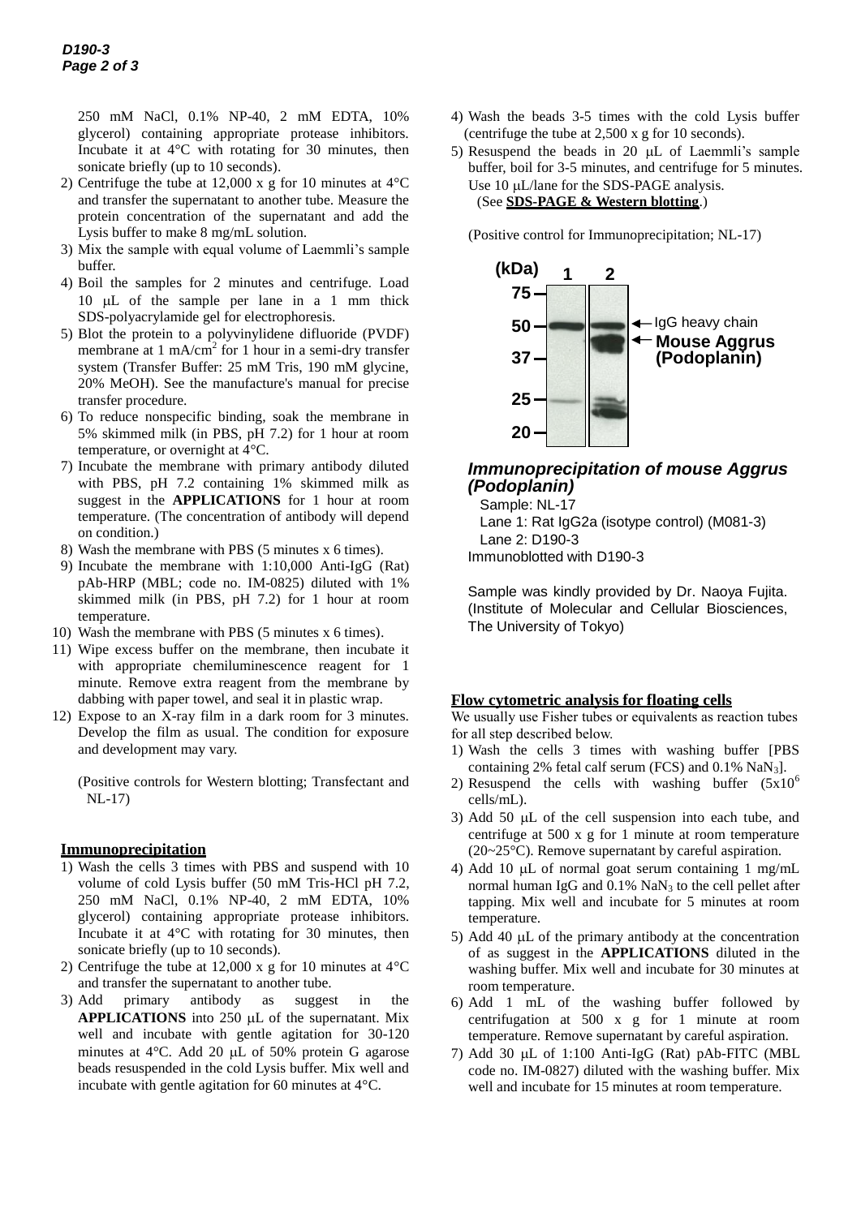250 mM NaCl, 0.1% NP-40, 2 mM EDTA, 10% glycerol) containing appropriate protease inhibitors. Incubate it at 4°C with rotating for 30 minutes, then sonicate briefly (up to 10 seconds).

2) Centrifuge the tube at 12,000 x g for 10 minutes at 4°C and transfer the supernatant to another tube. Measure the protein concentration of the supernatant and add the Lysis buffer to make 8 mg/mL solution.
3) Mix the sample with equal volume of Laemmli's sample buffer.
4) Boil the samples for 2 minutes and centrifuge. Load 10 μL of the sample per lane in a 1 mm thick SDS-polyacrylamide gel for electrophoresis.
5) Blot the protein to a polyvinylidene difluoride (PVDF) membrane at 1 mA/cm$^2$ for 1 hour in a semi-dry transfer system (Transfer Buffer: 25 mM Tris, 190 mM glycine, 20% MeOH). See the manufacture's manual for precise transfer procedure.
6) To reduce nonspecific binding, soak the membrane in 5% skimmed milk (in PBS, pH 7.2) for 1 hour at room temperature, or overnight at 4°C.
7) Incubate the membrane with primary antibody diluted with PBS, pH 7.2 containing 1% skimmed milk as suggest in the **APPLICATIONS** for 1 hour at room temperature. (The concentration of antibody will depend on condition.)
8) Wash the membrane with PBS (5 minutes x 6 times).
9) Incubate the membrane with 1:10,000 Anti-IgG (Rat) pAb-HRP (MBL; code no. IM-0825) diluted with 1% skimmed milk (in PBS, pH 7.2) for 1 hour at room temperature.
10) Wash the membrane with PBS (5 minutes x 6 times).
11) Wipe excess buffer on the membrane, then incubate it with appropriate chemiluminescence reagent for 1 minute. Remove extra reagent from the membrane by dabbing with paper towel, and seal it in plastic wrap.
12) Expose to an X-ray film in a dark room for 3 minutes. Develop the film as usual. The condition for exposure and development may vary.

(Positive controls for Western blotting; Transfectant and NL-17)

## Immunoprecipitation

1) Wash the cells 3 times with PBS and suspend with 10 volume of cold Lysis buffer (50 mM Tris-HCl pH 7.2, 250 mM NaCl, 0.1% NP-40, 2 mM EDTA, 10% glycerol) containing appropriate protease inhibitors. Incubate it at 4°C with rotating for 30 minutes, then sonicate briefly (up to 10 seconds).
2) Centrifuge the tube at 12,000 x g for 10 minutes at 4°C and transfer the supernatant to another tube.
3) Add primary antibody as suggest in the **APPLICATIONS** into 250 μL of the supernatant. Mix well and incubate with gentle agitation for 30-120 minutes at 4°C. Add 20 μL of 50% protein G agarose beads resuspended in the cold Lysis buffer. Mix well and incubate with gentle agitation for 60 minutes at 4°C.
4) Wash the beads 3-5 times with the cold Lysis buffer (centrifuge the tube at 2,500 x g for 10 seconds).
5) Resuspend the beads in 20 μL of Laemmli's sample buffer, boil for 3-5 minutes, and centrifuge for 5 minutes. Use 10 μL/lane for the SDS-PAGE analysis. (See **SDS-PAGE & Western blotting**.)

(Positive control for Immunoprecipitation; NL-17)

(kDa) 1 2
75
50 ← IgG heavy chain
← **Mouse Aggrus (Podoplanin)**
37
25
20

***Immunoprecipitation of mouse Aggrus (Podoplanin)***

Sample: NL-17
Lane 1: Rat IgG2a (isotype control) (M081-3)
Lane 2: D190-3
Immunoblotted with D190-3

Sample was kindly provided by Dr. Naoya Fujita. (Institute of Molecular and Cellular Biosciences, The University of Tokyo)

## Flow cytometric analysis for floating cells

We usually use Fisher tubes or equivalents as reaction tubes for all step described below.

1) Wash the cells 3 times with washing buffer [PBS containing 2% fetal calf serum (FCS) and 0.1% $NaN_3$].
2) Resuspend the cells with washing buffer ($5x10^6$ cells/mL).
3) Add 50 μL of the cell suspension into each tube, and centrifuge at 500 x g for 1 minute at room temperature (20~25°C). Remove supernatant by careful aspiration.
4) Add 10 μL of normal goat serum containing 1 mg/mL normal human IgG and 0.1% $NaN_3$ to the cell pellet after tapping. Mix well and incubate for 5 minutes at room temperature.
5) Add 40 μL of the primary antibody at the concentration of as suggest in the **APPLICATIONS** diluted in the washing buffer. Mix well and incubate for 30 minutes at room temperature.
6) Add 1 mL of the washing buffer followed by centrifugation at 500 x g for 1 minute at room temperature. Remove supernatant by careful aspiration.
7) Add 30 μL of 1:100 Anti-IgG (Rat) pAb-FITC (MBL code no. IM-0827) diluted with the washing buffer. Mix well and incubate for 15 minutes at room temperature.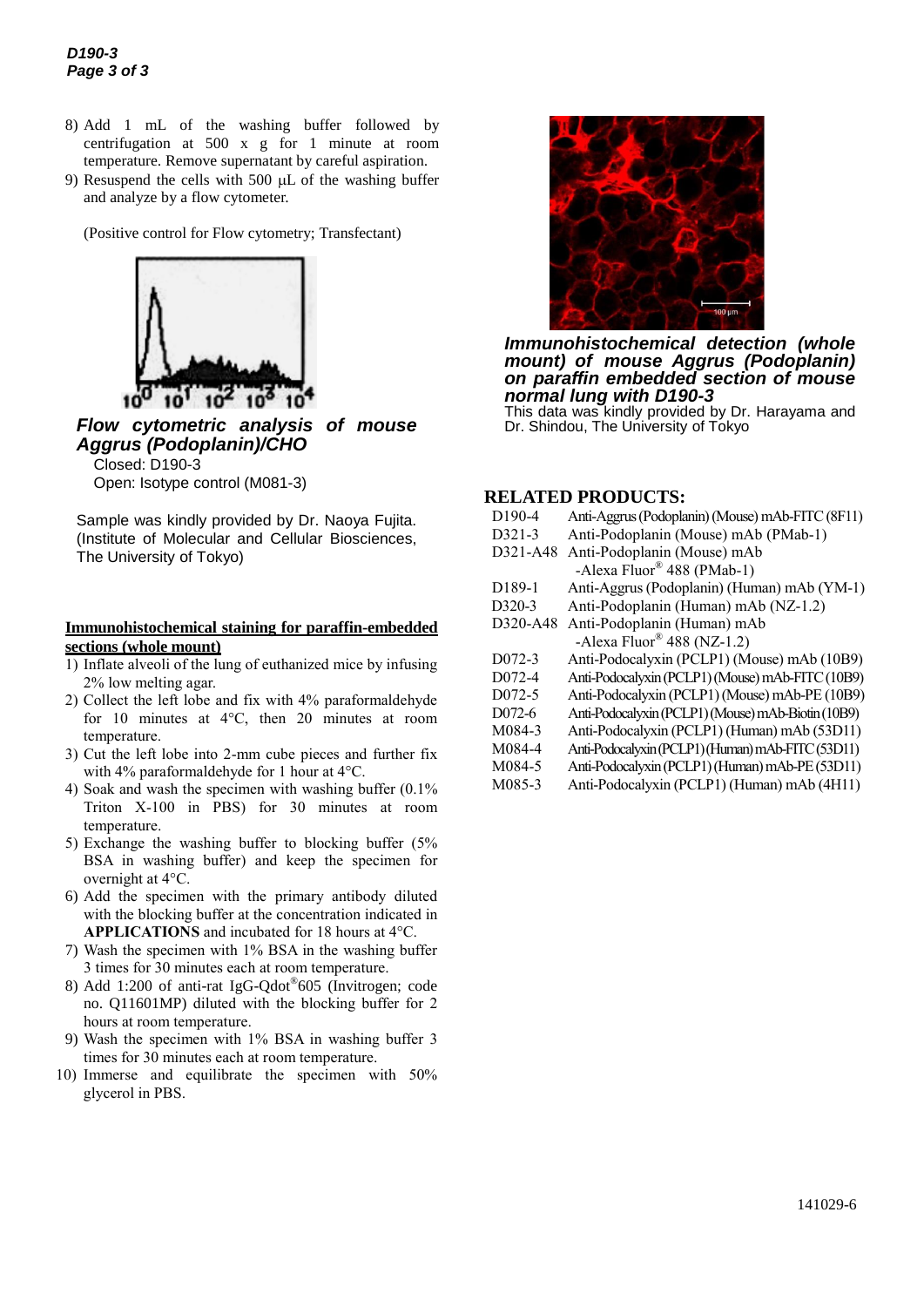8) Add 1 mL of the washing buffer followed by centrifugation at 500 x g for 1 minute at room temperature. Remove supernatant by careful aspiration.
9) Resuspend the cells with 500 μL of the washing buffer and analyze by a flow cytometer.

(Positive control for Flow cytometry; Transfectant)

$10^0$ $10^1$ $10^2$ $10^3$ $10^4$

***Flow cytometric analysis of mouse Aggrus (Podoplanin)/CHO***

Closed: D190-3

Open: Isotype control (M081-3)

Sample was kindly provided by Dr. Naoya Fujita. (Institute of Molecular and Cellular Biosciences, The University of Tokyo)

**Immunohistochemical staining for paraffin-embedded sections (whole mount)**

1) Inflate alveoli of the lung of euthanized mice by infusing 2% low melting agar.
2) Collect the left lobe and fix with 4% paraformaldehyde for 10 minutes at 4°C, then 20 minutes at room temperature.
3) Cut the left lobe into 2-mm cube pieces and further fix with 4% paraformaldehyde for 1 hour at 4°C.
4) Soak and wash the specimen with washing buffer (0.1% Triton X-100 in PBS) for 30 minutes at room temperature.
5) Exchange the washing buffer to blocking buffer (5% BSA in washing buffer) and keep the specimen for overnight at 4°C.
6) Add the specimen with the primary antibody diluted with the blocking buffer at the concentration indicated in **APPLICATIONS** and incubated for 18 hours at 4°C.
7) Wash the specimen with 1% BSA in the washing buffer 3 times for 30 minutes each at room temperature.
8) Add 1:200 of anti-rat IgG-Qdot® 605 (Invitrogen; code no. Q11601MP) diluted with the blocking buffer for 2 hours at room temperature.
9) Wash the specimen with 1% BSA in washing buffer 3 times for 30 minutes each at room temperature.
10) Immerse and equilibrate the specimen with 50% glycerol in PBS.

100 μm

***Immunohistochemical detection (whole mount) of mouse Aggrus (Podoplanin) on paraffin embedded section of mouse normal lung with D190-3***

This data was kindly provided by Dr. Harayama and Dr. Shindou, The University of Tokyo

## RELATED PRODUCTS:

| | |
|---|---|
| D190-4 | Anti-Aggrus (Podoplanin) (Mouse) mAb-FITC (8F11) |
| D321-3 | Anti-Podoplanin (Mouse) mAb (PMab-1) |
| D321-A48 | Anti-Podoplanin (Mouse) mAb -Alexa Fluor® 488 (PMab-1) |
| D189-1 | Anti-Aggrus (Podoplanin) (Human) mAb (YM-1) |
| D320-3 | Anti-Podoplanin (Human) mAb (NZ-1.2) |
| D320-A48 | Anti-Podoplanin (Human) mAb -Alexa Fluor® 488 (NZ-1.2) |
| D072-3 | Anti-Podocalyxin (PCLP1) (Mouse) mAb (10B9) |
| D072-4 | Anti-Podocalyxin (PCLP1) (Mouse) mAb-FITC (10B9) |
| D072-5 | Anti-Podocalyxin (PCLP1) (Mouse) mAb-PE (10B9) |
| D072-6 | Anti-Podocalyxin (PCLP1) (Mouse) mAb-Biotin (10B9) |
| M084-3 | Anti-Podocalyxin (PCLP1) (Human) mAb (53D11) |
| M084-4 | Anti-Podocalyxin (PCLP1) (Human) mAb-FITC (53D11) |
| M084-5 | Anti-Podocalyxin (PCLP1) (Human) mAb-PE (53D11) |
| M085-3 | Anti-Podocalyxin (PCLP1) (Human) mAb (4H11) |

141029-6